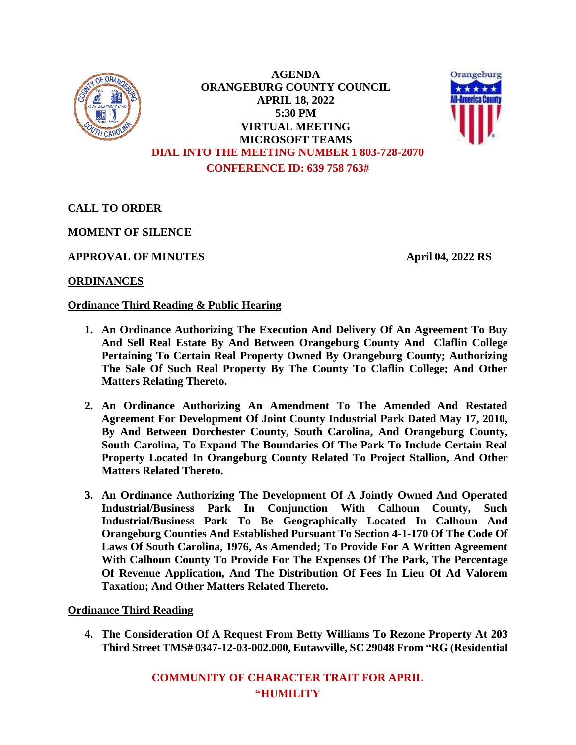# AGENDA
# ORANGEBURG COUNTY COUNCIL
## APRIL 18, 2022
## 5:30 PM
## VIRTUAL MEETING
## MICROSOFT TEAMS

**DIAL INTO THE MEETING NUMBER 1 803-728-2070**

**CONFERENCE ID: 639 758 763#**

**CALL TO ORDER**

**MOMENT OF SILENCE**

**APPROVAL OF MINUTES** **April 04, 2022 RS**

**ORDINANCES**

**Ordinance Third Reading & Public Hearing**

1. **An Ordinance Authorizing The Execution And Delivery Of An Agreement To Buy And Sell Real Estate By And Between Orangeburg County And Claflin College Pertaining To Certain Real Property Owned By Orangeburg County; Authorizing The Sale Of Such Real Property By The County To Claflin College; And Other Matters Relating Thereto.**

2. **An Ordinance Authorizing An Amendment To The Amended And Restated Agreement For Development Of Joint County Industrial Park Dated May 17, 2010, By And Between Dorchester County, South Carolina, And Orangeburg County, South Carolina, To Expand The Boundaries Of The Park To Include Certain Real Property Located In Orangeburg County Related To Project Stallion, And Other Matters Related Thereto.**

3. **An Ordinance Authorizing The Development Of A Jointly Owned And Operated Industrial/Business Park In Conjunction With Calhoun County, Such Industrial/Business Park To Be Geographically Located In Calhoun And Orangeburg Counties And Established Pursuant To Section 4-1-170 Of The Code Of Laws Of South Carolina, 1976, As Amended; To Provide For A Written Agreement With Calhoun County To Provide For The Expenses Of The Park, The Percentage Of Revenue Application, And The Distribution Of Fees In Lieu Of Ad Valorem Taxation; And Other Matters Related Thereto.**

**Ordinance Third Reading**

4. **The Consideration Of A Request From Betty Williams To Rezone Property At 203 Third Street TMS# 0347-12-03-002.000, Eutawville, SC 29048 From "RG (Residential**

**COMMUNITY OF CHARACTER TRAIT FOR APRIL**
**"HUMILITY**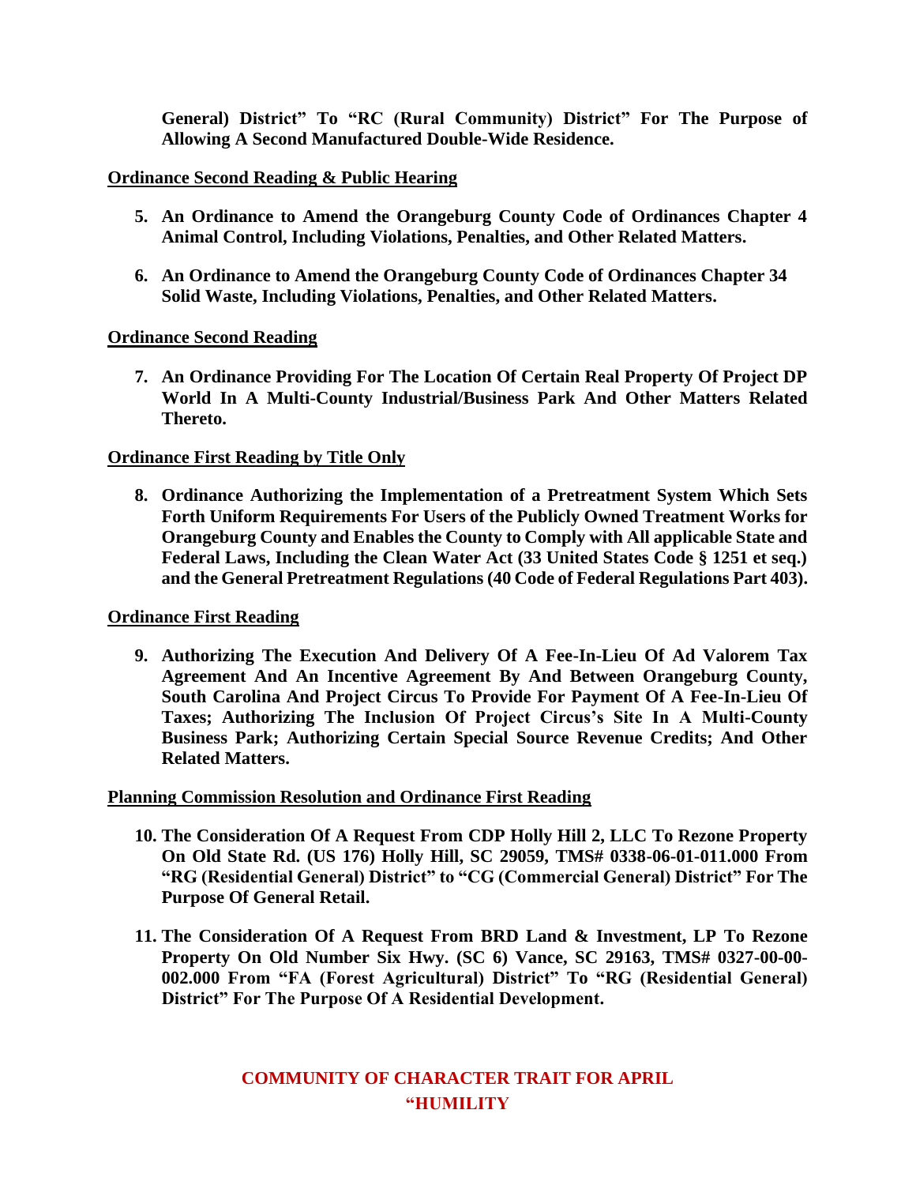**General) District" To "RC (Rural Community) District" For The Purpose of Allowing A Second Manufactured Double-Wide Residence.**

**Ordinance Second Reading & Public Hearing**

5. **An Ordinance to Amend the Orangeburg County Code of Ordinances Chapter 4 Animal Control, Including Violations, Penalties, and Other Related Matters.**

6. **An Ordinance to Amend the Orangeburg County Code of Ordinances Chapter 34 Solid Waste, Including Violations, Penalties, and Other Related Matters.**

**Ordinance Second Reading**

7. **An Ordinance Providing For The Location Of Certain Real Property Of Project DP World In A Multi-County Industrial/Business Park And Other Matters Related Thereto.**

**Ordinance First Reading by Title Only**

8. **Ordinance Authorizing the Implementation of a Pretreatment System Which Sets Forth Uniform Requirements For Users of the Publicly Owned Treatment Works for Orangeburg County and Enables the County to Comply with All applicable State and Federal Laws, Including the Clean Water Act (33 United States Code § 1251 et seq.) and the General Pretreatment Regulations (40 Code of Federal Regulations Part 403).**

**Ordinance First Reading**

9. **Authorizing The Execution And Delivery Of A Fee-In-Lieu Of Ad Valorem Tax Agreement And An Incentive Agreement By And Between Orangeburg County, South Carolina And Project Circus To Provide For Payment Of A Fee-In-Lieu Of Taxes; Authorizing The Inclusion Of Project Circus's Site In A Multi-County Business Park; Authorizing Certain Special Source Revenue Credits; And Other Related Matters.**

**Planning Commission Resolution and Ordinance First Reading**

10. **The Consideration Of A Request From CDP Holly Hill 2, LLC To Rezone Property On Old State Rd. (US 176) Holly Hill, SC 29059, TMS# 0338-06-01-011.000 From "RG (Residential General) District" to "CG (Commercial General) District" For The Purpose Of General Retail.**

11. **The Consideration Of A Request From BRD Land & Investment, LP To Rezone Property On Old Number Six Hwy. (SC 6) Vance, SC 29163, TMS# 0327-00-00-002.000 From "FA (Forest Agricultural) District" To "RG (Residential General) District" For The Purpose Of A Residential Development.**

**COMMUNITY OF CHARACTER TRAIT FOR APRIL**
**"HUMILITY**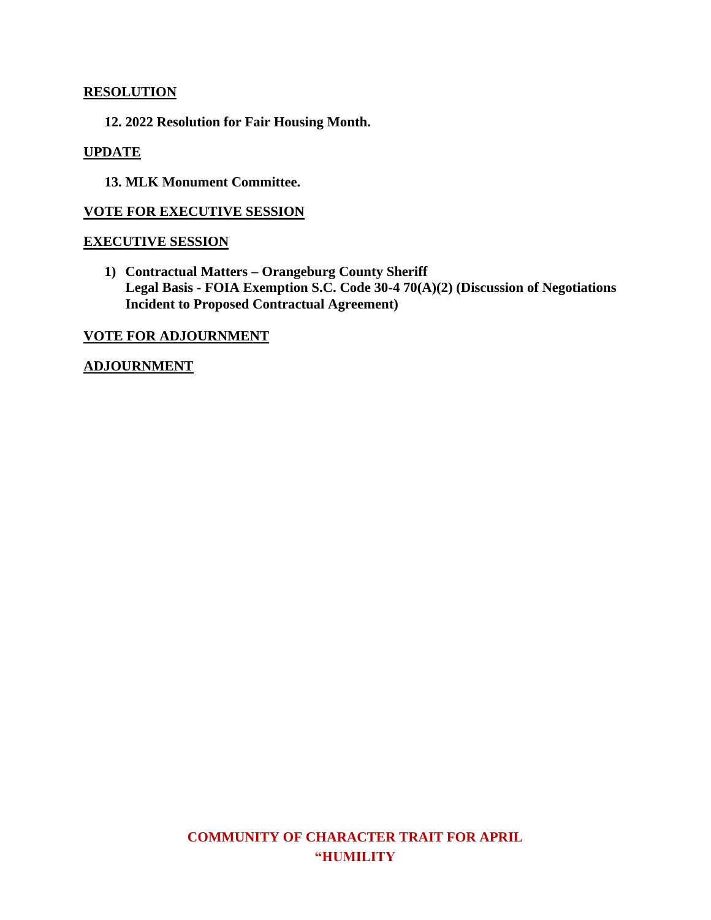**RESOLUTION**

**12. 2022 Resolution for Fair Housing Month.**

**UPDATE**

**13. MLK Monument Committee.**

**VOTE FOR EXECUTIVE SESSION**

**EXECUTIVE SESSION**

1) **Contractual Matters – Orangeburg County Sheriff**
   **Legal Basis - FOIA Exemption S.C. Code 30-4 70(A)(2) (Discussion of Negotiations Incident to Proposed Contractual Agreement)**

**VOTE FOR ADJOURNMENT**

**ADJOURNMENT**

**COMMUNITY OF CHARACTER TRAIT FOR APRIL**

**"HUMILITY**